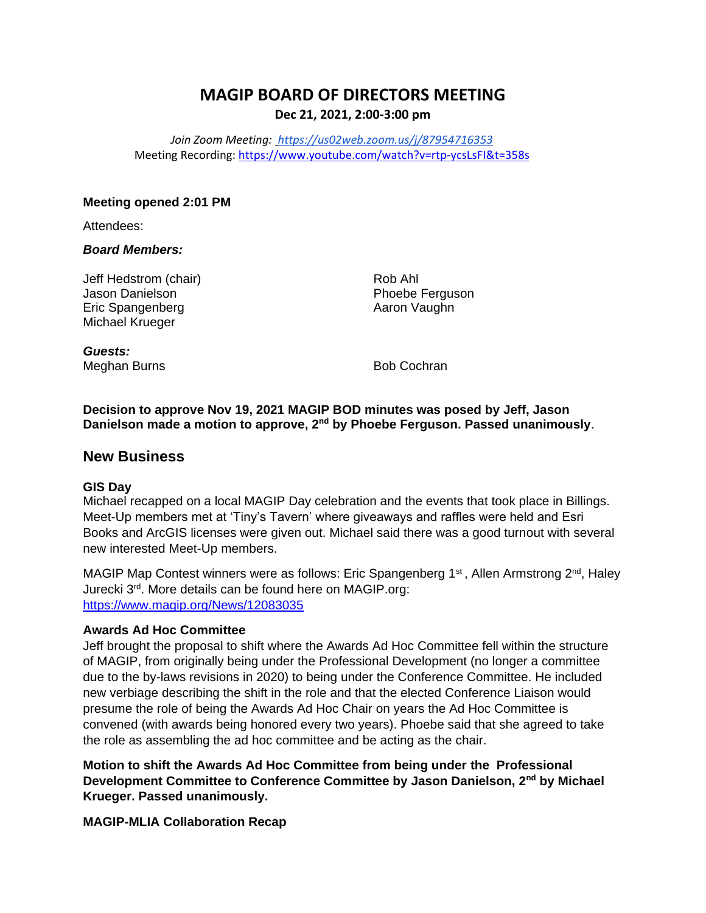# MAGIP BOARD OF DIRECTORS MEETING

**Dec 21, 2021, 2:00-3:00 pm**

*Join Zoom Meeting: [https://us02web.zoom.us/j/87954716353](https://us02web.zoom.us/j/87954716353)*
Meeting Recording: [https://www.youtube.com/watch?v=rtp-ycsLsFI&t=358s](https://www.youtube.com/watch?v=rtp-ycsLsFI&t=358s)

**Meeting opened 2:01 PM**

Attendees:

***Board Members:***

Jeff Hedstrom (chair)
Jason Danielson
Eric Spangenberg
Michael Krueger
Rob Ahl
Phoebe Ferguson
Aaron Vaughn

***Guests:***
Meghan Burns
Bob Cochran

**Decision to approve Nov 19, 2021 MAGIP BOD minutes was posed by Jeff, Jason Danielson made a motion to approve, 2nd by Phoebe Ferguson. Passed unanimously**.

## New Business

### GIS Day

Michael recapped on a local MAGIP Day celebration and the events that took place in Billings. Meet-Up members met at 'Tiny's Tavern' where giveaways and raffles were held and Esri Books and ArcGIS licenses were given out. Michael said there was a good turnout with several new interested Meet-Up members.

MAGIP Map Contest winners were as follows: Eric Spangenberg 1st , Allen Armstrong 2nd, Haley Jurecki 3rd. More details can be found here on MAGIP.org: [https://www.magip.org/News/12083035](https://www.magip.org/News/12083035)

### Awards Ad Hoc Committee

Jeff brought the proposal to shift where the Awards Ad Hoc Committee fell within the structure of MAGIP, from originally being under the Professional Development (no longer a committee due to the by-laws revisions in 2020) to being under the Conference Committee. He included new verbiage describing the shift in the role and that the elected Conference Liaison would presume the role of being the Awards Ad Hoc Chair on years the Ad Hoc Committee is convened (with awards being honored every two years). Phoebe said that she agreed to take the role as assembling the ad hoc committee and be acting as the chair.

**Motion to shift the Awards Ad Hoc Committee from being under the Professional Development Committee to Conference Committee by Jason Danielson, 2nd by Michael Krueger. Passed unanimously.**

### MAGIP-MLIA Collaboration Recap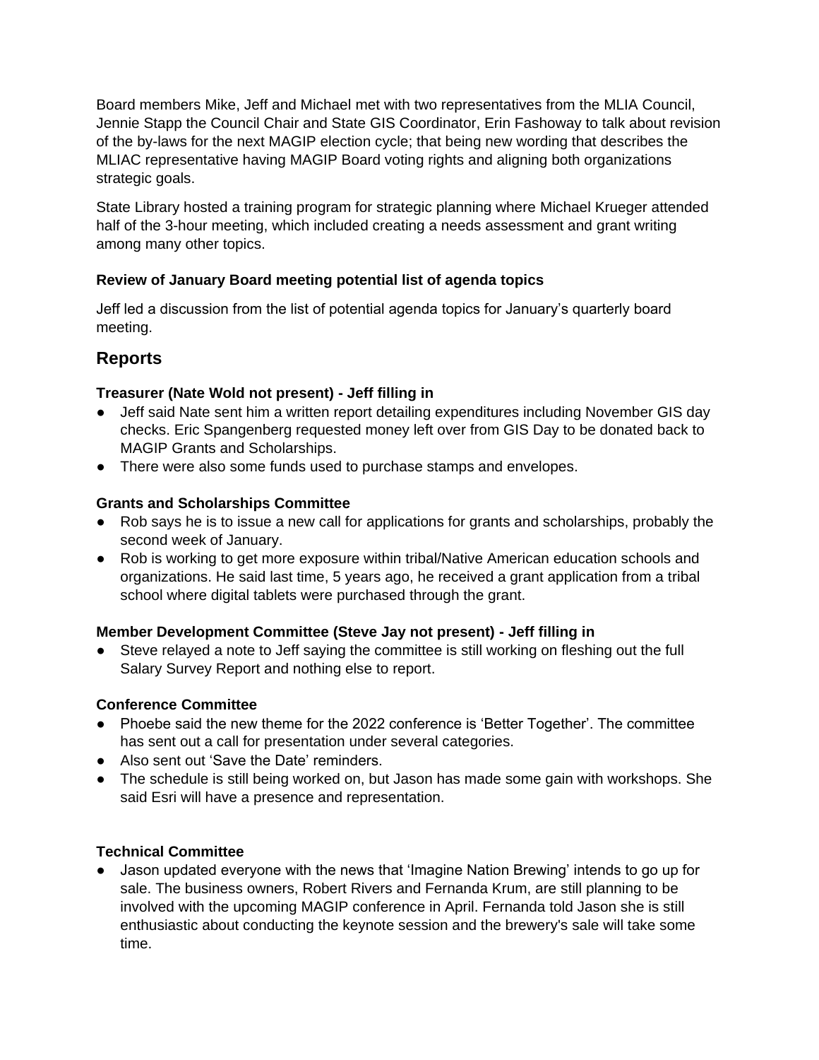Board members Mike, Jeff and Michael met with two representatives from the MLIA Council, Jennie Stapp the Council Chair and State GIS Coordinator, Erin Fashoway to talk about revision of the by-laws for the next MAGIP election cycle; that being new wording that describes the MLIAC representative having MAGIP Board voting rights and aligning both organizations strategic goals.

State Library hosted a training program for strategic planning where Michael Krueger attended half of the 3-hour meeting, which included creating a needs assessment and grant writing among many other topics.

### Review of January Board meeting potential list of agenda topics

Jeff led a discussion from the list of potential agenda topics for January's quarterly board meeting.

## Reports

### Treasurer (Nate Wold not present) - Jeff filling in

- Jeff said Nate sent him a written report detailing expenditures including November GIS day checks. Eric Spangenberg requested money left over from GIS Day to be donated back to MAGIP Grants and Scholarships.
- There were also some funds used to purchase stamps and envelopes.

### Grants and Scholarships Committee

- Rob says he is to issue a new call for applications for grants and scholarships, probably the second week of January.
- Rob is working to get more exposure within tribal/Native American education schools and organizations. He said last time, 5 years ago, he received a grant application from a tribal school where digital tablets were purchased through the grant.

### Member Development Committee (Steve Jay not present) - Jeff filling in

- Steve relayed a note to Jeff saying the committee is still working on fleshing out the full Salary Survey Report and nothing else to report.

### Conference Committee

- Phoebe said the new theme for the 2022 conference is 'Better Together'. The committee has sent out a call for presentation under several categories.
- Also sent out 'Save the Date' reminders.
- The schedule is still being worked on, but Jason has made some gain with workshops. She said Esri will have a presence and representation.

### Technical Committee

- Jason updated everyone with the news that 'Imagine Nation Brewing' intends to go up for sale. The business owners, Robert Rivers and Fernanda Krum, are still planning to be involved with the upcoming MAGIP conference in April. Fernanda told Jason she is still enthusiastic about conducting the keynote session and the brewery's sale will take some time.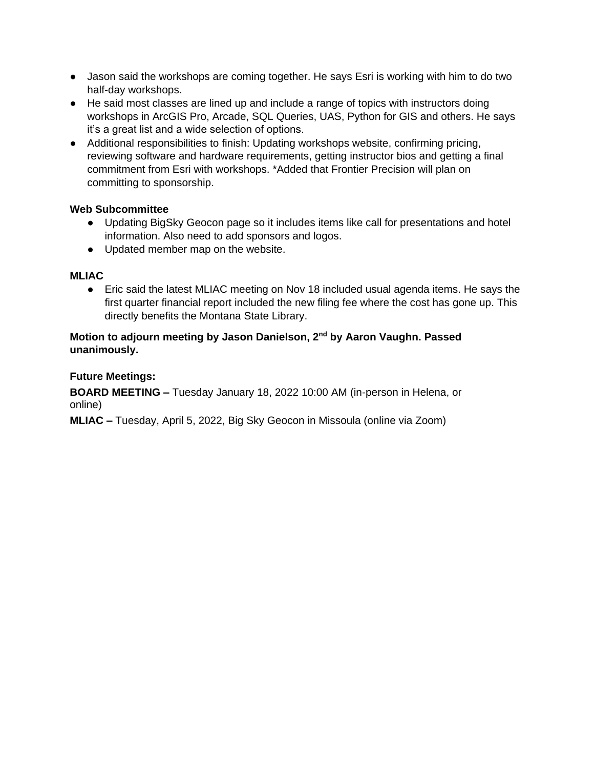- Jason said the workshops are coming together. He says Esri is working with him to do two half-day workshops.
- He said most classes are lined up and include a range of topics with instructors doing workshops in ArcGIS Pro, Arcade, SQL Queries, UAS, Python for GIS and others. He says it's a great list and a wide selection of options.
- Additional responsibilities to finish: Updating workshops website, confirming pricing, reviewing software and hardware requirements, getting instructor bios and getting a final commitment from Esri with workshops. *Added that Frontier Precision will plan on committing to sponsorship.

**Web Subcommittee**

- Updating BigSky Geocon page so it includes items like call for presentations and hotel information. Also need to add sponsors and logos.
- Updated member map on the website.

**MLIAC**

- Eric said the latest MLIAC meeting on Nov 18 included usual agenda items. He says the first quarter financial report included the new filing fee where the cost has gone up. This directly benefits the Montana State Library.

**Motion to adjourn meeting by Jason Danielson, 2nd by Aaron Vaughn. Passed unanimously.**

**Future Meetings:**

**BOARD MEETING –** Tuesday January 18, 2022 10:00 AM (in-person in Helena, or online)

**MLIAC –** Tuesday, April 5, 2022, Big Sky Geocon in Missoula (online via Zoom)